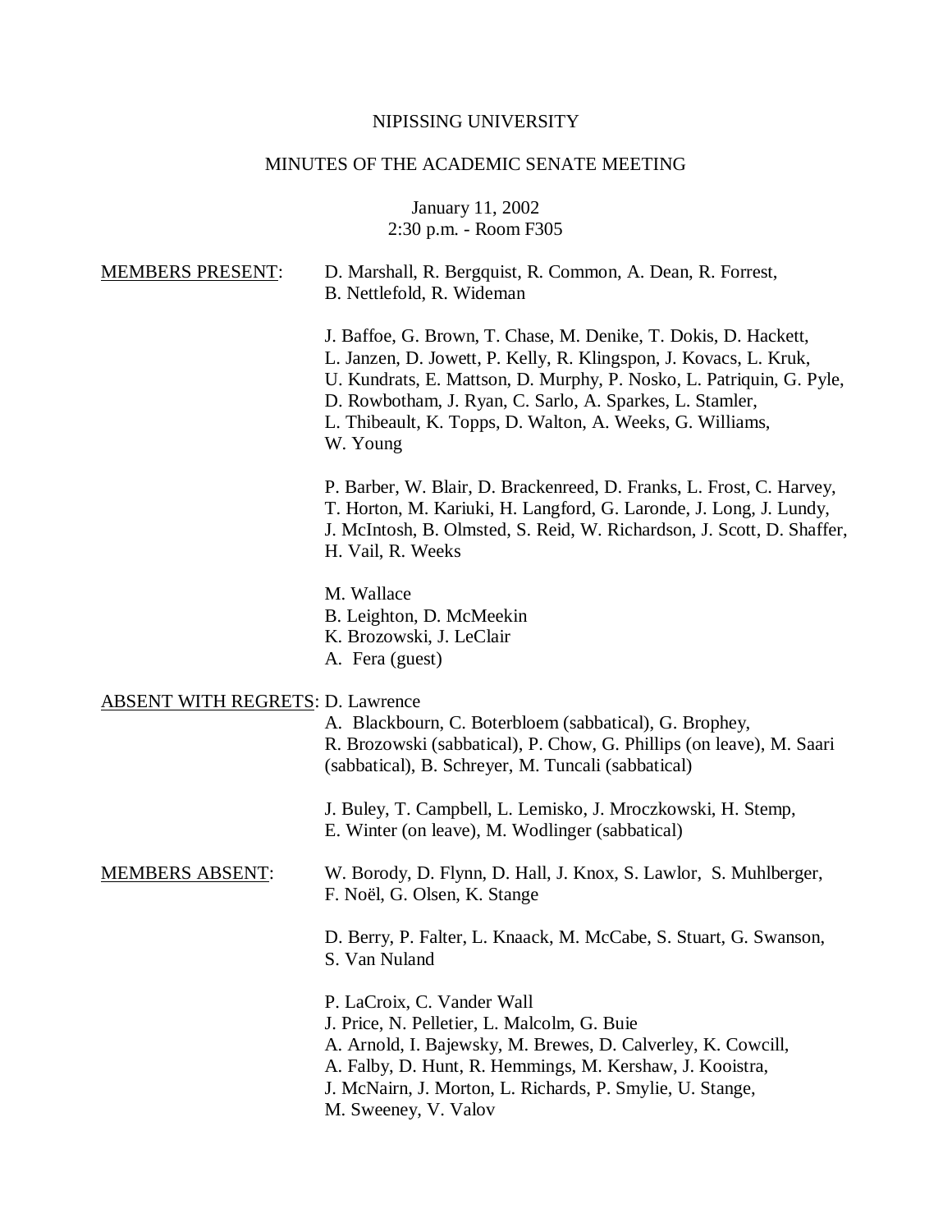NIPISSING UNIVERSITY

MINUTES OF THE ACADEMIC SENATE MEETING

January 11, 2002
2:30 p.m. - Room F305

MEMBERS PRESENT: D. Marshall, R. Bergquist, R. Common, A. Dean, R. Forrest, B. Nettlefold, R. Wideman

J. Baffoe, G. Brown, T. Chase, M. Denike, T. Dokis, D. Hackett, L. Janzen, D. Jowett, P. Kelly, R. Klingspon, J. Kovacs, L. Kruk, U. Kundrats, E. Mattson, D. Murphy, P. Nosko, L. Patriquin, G. Pyle, D. Rowbotham, J. Ryan, C. Sarlo, A. Sparkes, L. Stamler, L. Thibeault, K. Topps, D. Walton, A. Weeks, G. Williams, W. Young

P. Barber, W. Blair, D. Brackenreed, D. Franks, L. Frost, C. Harvey, T. Horton, M. Kariuki, H. Langford, G. Laronde, J. Long, J. Lundy, J. McIntosh, B. Olmsted, S. Reid, W. Richardson, J. Scott, D. Shaffer, H. Vail, R. Weeks

M. Wallace
B. Leighton, D. McMeekin
K. Brozowski, J. LeClair
A. Fera (guest)

ABSENT WITH REGRETS: D. Lawrence
A. Blackbourn, C. Boterbloem (sabbatical), G. Brophey, R. Brozowski (sabbatical), P. Chow, G. Phillips (on leave), M. Saari (sabbatical), B. Schreyer, M. Tuncali (sabbatical)

J. Buley, T. Campbell, L. Lemisko, J. Mroczkowski, H. Stemp, E. Winter (on leave), M. Wodlinger (sabbatical)

MEMBERS ABSENT: W. Borody, D. Flynn, D. Hall, J. Knox, S. Lawlor, S. Muhlberger, F. Noël, G. Olsen, K. Stange

D. Berry, P. Falter, L. Knaack, M. McCabe, S. Stuart, G. Swanson, S. Van Nuland

P. LaCroix, C. Vander Wall
J. Price, N. Pelletier, L. Malcolm, G. Buie
A. Arnold, I. Bajewsky, M. Brewes, D. Calverley, K. Cowcill, A. Falby, D. Hunt, R. Hemmings, M. Kershaw, J. Kooistra, J. McNairn, J. Morton, L. Richards, P. Smylie, U. Stange, M. Sweeney, V. Valov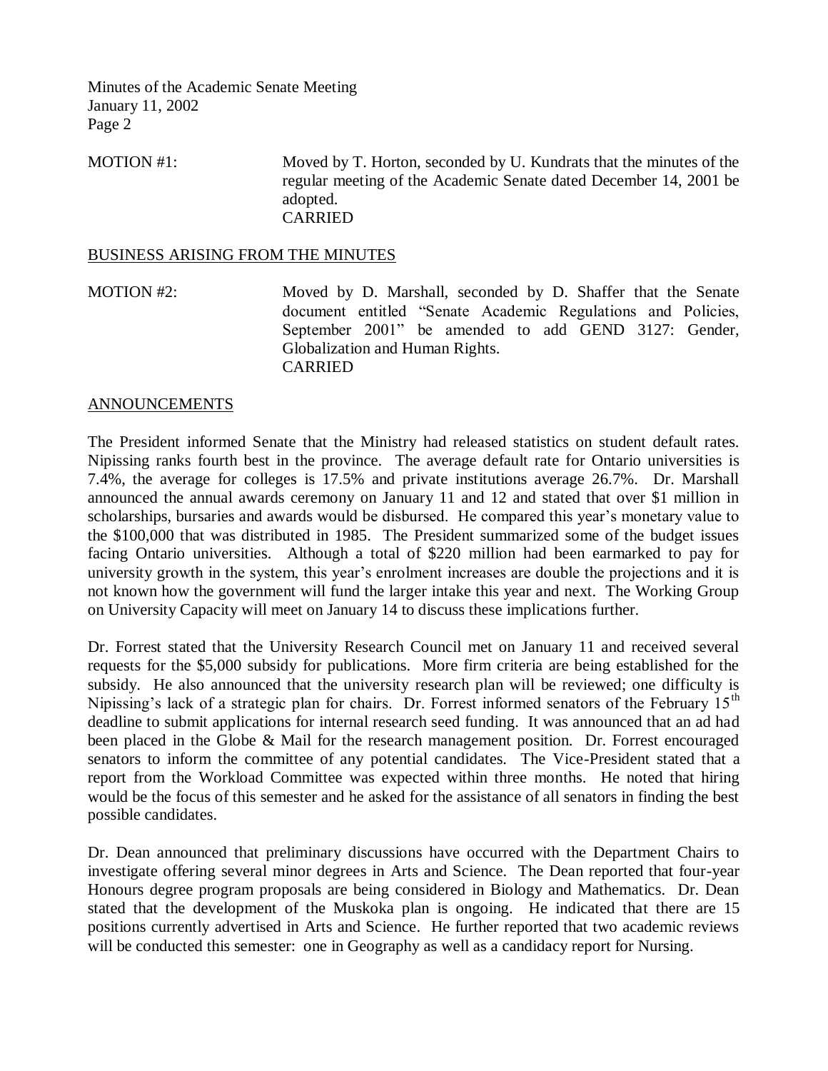MOTION #1: Moved by T. Horton, seconded by U. Kundrats that the minutes of the regular meeting of the Academic Senate dated December 14, 2001 be adopted.
CARRIED

## BUSINESS ARISING FROM THE MINUTES

MOTION #2: Moved by D. Marshall, seconded by D. Shaffer that the Senate document entitled "Senate Academic Regulations and Policies, September 2001" be amended to add GEND 3127: Gender, Globalization and Human Rights.
CARRIED

## ANNOUNCEMENTS

The President informed Senate that the Ministry had released statistics on student default rates. Nipissing ranks fourth best in the province. The average default rate for Ontario universities is 7.4%, the average for colleges is 17.5% and private institutions average 26.7%. Dr. Marshall announced the annual awards ceremony on January 11 and 12 and stated that over $1 million in scholarships, bursaries and awards would be disbursed. He compared this year's monetary value to the $100,000 that was distributed in 1985. The President summarized some of the budget issues facing Ontario universities. Although a total of $220 million had been earmarked to pay for university growth in the system, this year's enrolment increases are double the projections and it is not known how the government will fund the larger intake this year and next. The Working Group on University Capacity will meet on January 14 to discuss these implications further.

Dr. Forrest stated that the University Research Council met on January 11 and received several requests for the $5,000 subsidy for publications. More firm criteria are being established for the subsidy. He also announced that the university research plan will be reviewed; one difficulty is Nipissing's lack of a strategic plan for chairs. Dr. Forrest informed senators of the February 15th deadline to submit applications for internal research seed funding. It was announced that an ad had been placed in the Globe & Mail for the research management position. Dr. Forrest encouraged senators to inform the committee of any potential candidates. The Vice-President stated that a report from the Workload Committee was expected within three months. He noted that hiring would be the focus of this semester and he asked for the assistance of all senators in finding the best possible candidates.

Dr. Dean announced that preliminary discussions have occurred with the Department Chairs to investigate offering several minor degrees in Arts and Science. The Dean reported that four-year Honours degree program proposals are being considered in Biology and Mathematics. Dr. Dean stated that the development of the Muskoka plan is ongoing. He indicated that there are 15 positions currently advertised in Arts and Science. He further reported that two academic reviews will be conducted this semester: one in Geography as well as a candidacy report for Nursing.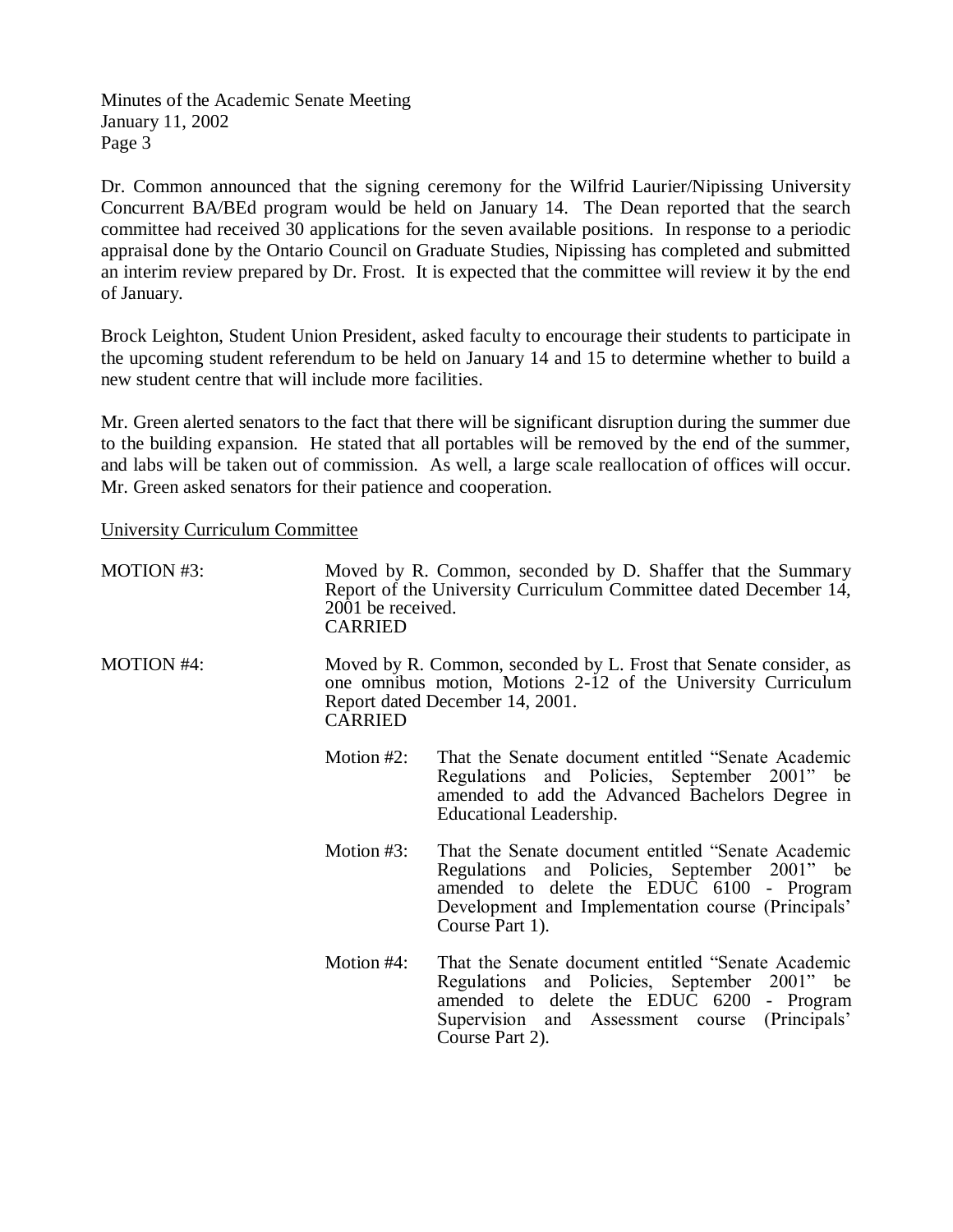Dr. Common announced that the signing ceremony for the Wilfrid Laurier/Nipissing University Concurrent BA/BEd program would be held on January 14. The Dean reported that the search committee had received 30 applications for the seven available positions. In response to a periodic appraisal done by the Ontario Council on Graduate Studies, Nipissing has completed and submitted an interim review prepared by Dr. Frost. It is expected that the committee will review it by the end of January.

Brock Leighton, Student Union President, asked faculty to encourage their students to participate in the upcoming student referendum to be held on January 14 and 15 to determine whether to build a new student centre that will include more facilities.

Mr. Green alerted senators to the fact that there will be significant disruption during the summer due to the building expansion. He stated that all portables will be removed by the end of the summer, and labs will be taken out of commission. As well, a large scale reallocation of offices will occur. Mr. Green asked senators for their patience and cooperation.

<u>University Curriculum Committee</u>

MOTION #3: Moved by R. Common, seconded by D. Shaffer that the Summary Report of the University Curriculum Committee dated December 14, 2001 be received.
CARRIED

MOTION #4: Moved by R. Common, seconded by L. Frost that Senate consider, as one omnibus motion, Motions 2-12 of the University Curriculum Report dated December 14, 2001.
CARRIED

Motion #2: That the Senate document entitled "Senate Academic Regulations and Policies, September 2001" be amended to add the Advanced Bachelors Degree in Educational Leadership.

Motion #3: That the Senate document entitled "Senate Academic Regulations and Policies, September 2001" be amended to delete the EDUC 6100 - Program Development and Implementation course (Principals' Course Part 1).

Motion #4: That the Senate document entitled "Senate Academic Regulations and Policies, September 2001" be amended to delete the EDUC 6200 - Program Supervision and Assessment course (Principals' Course Part 2).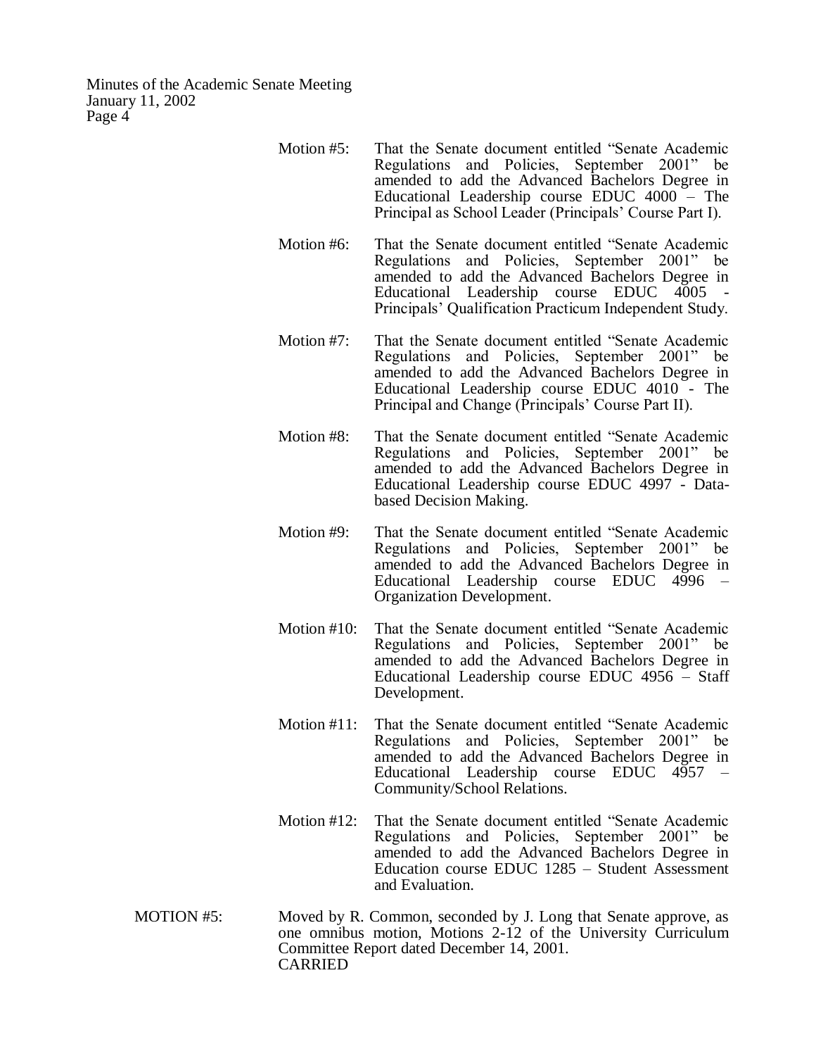Motion #5: That the Senate document entitled "Senate Academic Regulations and Policies, September 2001" be amended to add the Advanced Bachelors Degree in Educational Leadership course EDUC 4000 – The Principal as School Leader (Principals' Course Part I).

Motion #6: That the Senate document entitled "Senate Academic Regulations and Policies, September 2001" be amended to add the Advanced Bachelors Degree in Educational Leadership course EDUC 4005 - Principals' Qualification Practicum Independent Study.

Motion #7: That the Senate document entitled "Senate Academic Regulations and Policies, September 2001" be amended to add the Advanced Bachelors Degree in Educational Leadership course EDUC 4010 - The Principal and Change (Principals' Course Part II).

Motion #8: That the Senate document entitled "Senate Academic Regulations and Policies, September 2001" be amended to add the Advanced Bachelors Degree in Educational Leadership course EDUC 4997 - Data-based Decision Making.

Motion #9: That the Senate document entitled "Senate Academic Regulations and Policies, September 2001" be amended to add the Advanced Bachelors Degree in Educational Leadership course EDUC 4996 – Organization Development.

Motion #10: That the Senate document entitled "Senate Academic Regulations and Policies, September 2001" be amended to add the Advanced Bachelors Degree in Educational Leadership course EDUC 4956 – Staff Development.

Motion #11: That the Senate document entitled "Senate Academic Regulations and Policies, September 2001" be amended to add the Advanced Bachelors Degree in Educational Leadership course EDUC 4957 – Community/School Relations.

Motion #12: That the Senate document entitled "Senate Academic Regulations and Policies, September 2001" be amended to add the Advanced Bachelors Degree in Education course EDUC 1285 – Student Assessment and Evaluation.

MOTION #5: Moved by R. Common, seconded by J. Long that Senate approve, as one omnibus motion, Motions 2-12 of the University Curriculum Committee Report dated December 14, 2001.
CARRIED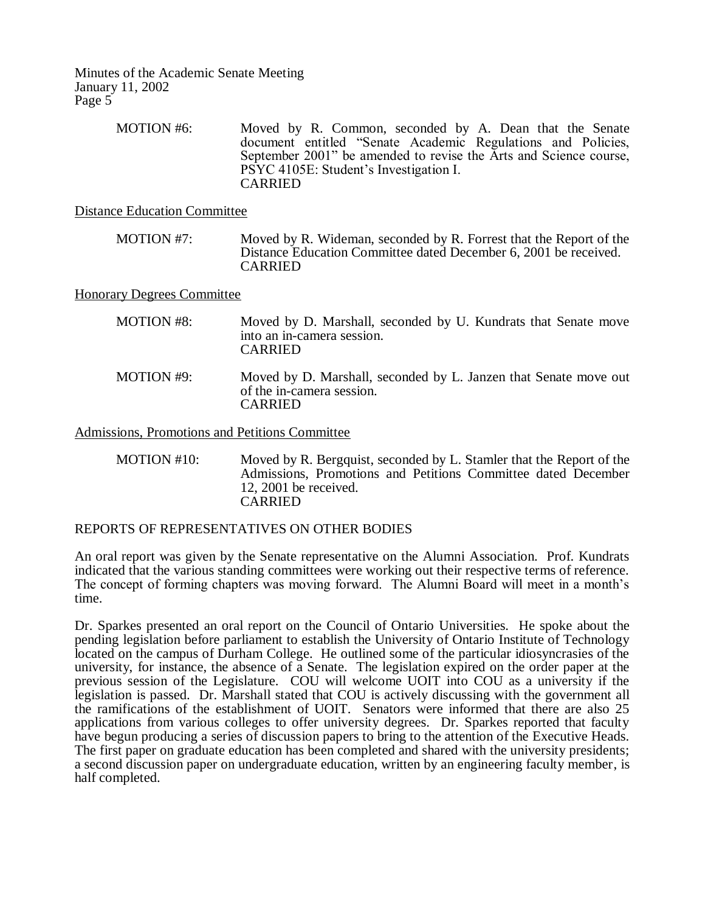MOTION #6: Moved by R. Common, seconded by A. Dean that the Senate document entitled "Senate Academic Regulations and Policies, September 2001" be amended to revise the Arts and Science course, PSYC 4105E: Student's Investigation I.
CARRIED

Distance Education Committee

MOTION #7: Moved by R. Wideman, seconded by R. Forrest that the Report of the Distance Education Committee dated December 6, 2001 be received.
CARRIED

Honorary Degrees Committee

MOTION #8: Moved by D. Marshall, seconded by U. Kundrats that Senate move into an in-camera session.
CARRIED

MOTION #9: Moved by D. Marshall, seconded by L. Janzen that Senate move out of the in-camera session.
CARRIED

Admissions, Promotions and Petitions Committee

MOTION #10: Moved by R. Bergquist, seconded by L. Stamler that the Report of the Admissions, Promotions and Petitions Committee dated December 12, 2001 be received.
CARRIED

REPORTS OF REPRESENTATIVES ON OTHER BODIES

An oral report was given by the Senate representative on the Alumni Association. Prof. Kundrats indicated that the various standing committees were working out their respective terms of reference. The concept of forming chapters was moving forward. The Alumni Board will meet in a month's time.

Dr. Sparkes presented an oral report on the Council of Ontario Universities. He spoke about the pending legislation before parliament to establish the University of Ontario Institute of Technology located on the campus of Durham College. He outlined some of the particular idiosyncrasies of the university, for instance, the absence of a Senate. The legislation expired on the order paper at the previous session of the Legislature. COU will welcome UOIT into COU as a university if the legislation is passed. Dr. Marshall stated that COU is actively discussing with the government all the ramifications of the establishment of UOIT. Senators were informed that there are also 25 applications from various colleges to offer university degrees. Dr. Sparkes reported that faculty have begun producing a series of discussion papers to bring to the attention of the Executive Heads. The first paper on graduate education has been completed and shared with the university presidents; a second discussion paper on undergraduate education, written by an engineering faculty member, is half completed.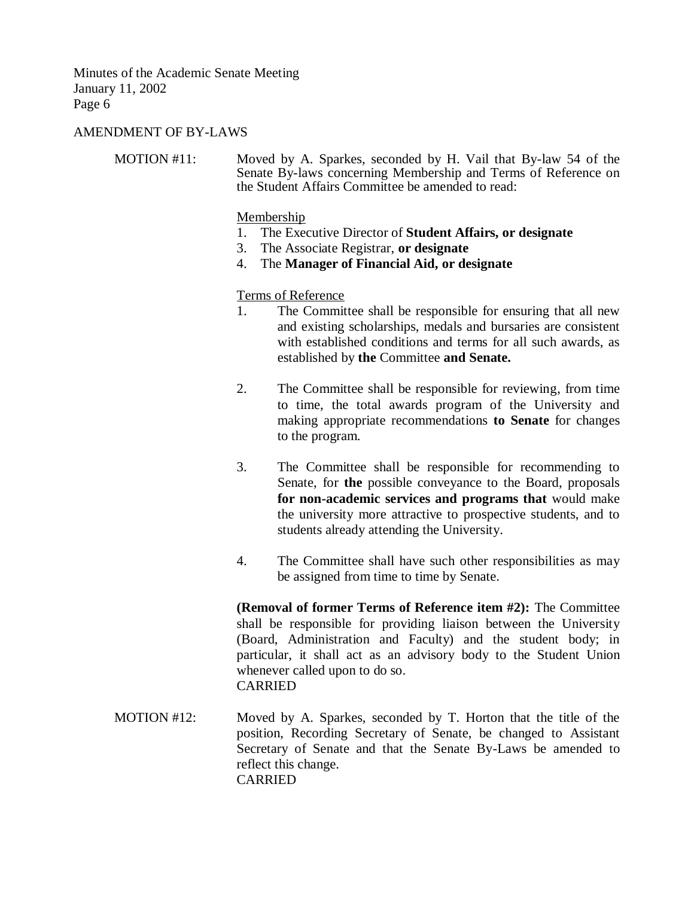## AMENDMENT OF BY-LAWS

MOTION #11: Moved by A. Sparkes, seconded by H. Vail that By-law 54 of the Senate By-laws concerning Membership and Terms of Reference on the Student Affairs Committee be amended to read:

Membership

1. The Executive Director of **Student Affairs, or designate**
3. The Associate Registrar, **or designate**
4. The **Manager of Financial Aid, or designate**

Terms of Reference

1. The Committee shall be responsible for ensuring that all new and existing scholarships, medals and bursaries are consistent with established conditions and terms for all such awards, as established by **the** Committee **and Senate.**

2. The Committee shall be responsible for reviewing, from time to time, the total awards program of the University and making appropriate recommendations **to Senate** for changes to the program.

3. The Committee shall be responsible for recommending to Senate, for **the** possible conveyance to the Board, proposals **for non-academic services and programs that** would make the university more attractive to prospective students, and to students already attending the University.

4. The Committee shall have such other responsibilities as may be assigned from time to time by Senate.

**(Removal of former Terms of Reference item #2):** The Committee shall be responsible for providing liaison between the University (Board, Administration and Faculty) and the student body; in particular, it shall act as an advisory body to the Student Union whenever called upon to do so.
CARRIED

MOTION #12: Moved by A. Sparkes, seconded by T. Horton that the title of the position, Recording Secretary of Senate, be changed to Assistant Secretary of Senate and that the Senate By-Laws be amended to reflect this change.
CARRIED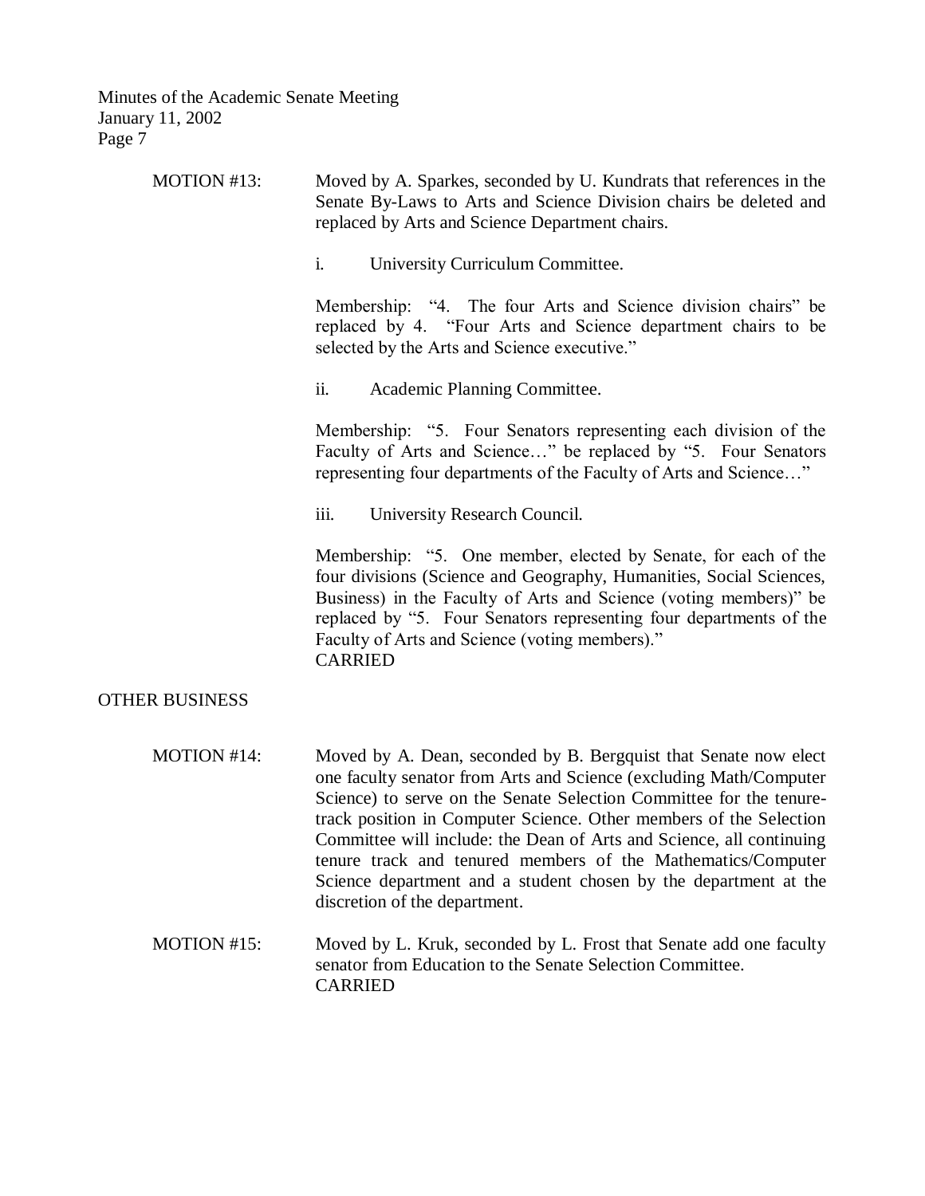MOTION #13: Moved by A. Sparkes, seconded by U. Kundrats that references in the Senate By-Laws to Arts and Science Division chairs be deleted and replaced by Arts and Science Department chairs.

i. University Curriculum Committee.

Membership: "4. The four Arts and Science division chairs" be replaced by 4. "Four Arts and Science department chairs to be selected by the Arts and Science executive."

ii. Academic Planning Committee.

Membership: "5. Four Senators representing each division of the Faculty of Arts and Science…" be replaced by "5. Four Senators representing four departments of the Faculty of Arts and Science…"

iii. University Research Council.

Membership: "5. One member, elected by Senate, for each of the four divisions (Science and Geography, Humanities, Social Sciences, Business) in the Faculty of Arts and Science (voting members)" be replaced by "5. Four Senators representing four departments of the Faculty of Arts and Science (voting members)."

CARRIED

## OTHER BUSINESS

MOTION #14: Moved by A. Dean, seconded by B. Bergquist that Senate now elect one faculty senator from Arts and Science (excluding Math/Computer Science) to serve on the Senate Selection Committee for the tenure-track position in Computer Science. Other members of the Selection Committee will include: the Dean of Arts and Science, all continuing tenure track and tenured members of the Mathematics/Computer Science department and a student chosen by the department at the discretion of the department.

MOTION #15: Moved by L. Kruk, seconded by L. Frost that Senate add one faculty senator from Education to the Senate Selection Committee.

CARRIED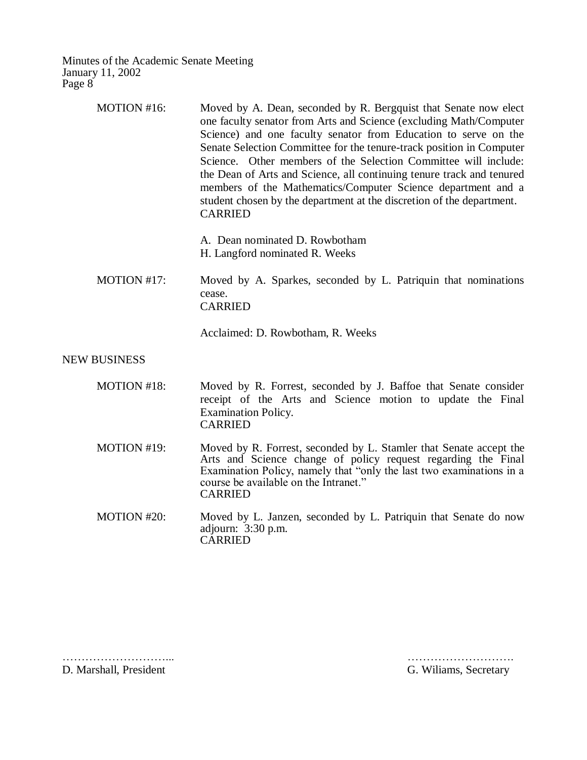MOTION #16: Moved by A. Dean, seconded by R. Bergquist that Senate now elect one faculty senator from Arts and Science (excluding Math/Computer Science) and one faculty senator from Education to serve on the Senate Selection Committee for the tenure-track position in Computer Science. Other members of the Selection Committee will include: the Dean of Arts and Science, all continuing tenure track and tenured members of the Mathematics/Computer Science department and a student chosen by the department at the discretion of the department.
CARRIED

A. Dean nominated D. Rowbotham
H. Langford nominated R. Weeks

MOTION #17: Moved by A. Sparkes, seconded by L. Patriquin that nominations cease.
CARRIED

Acclaimed: D. Rowbotham, R. Weeks

NEW BUSINESS

MOTION #18: Moved by R. Forrest, seconded by J. Baffoe that Senate consider receipt of the Arts and Science motion to update the Final Examination Policy.
CARRIED

MOTION #19: Moved by R. Forrest, seconded by L. Stamler that Senate accept the Arts and Science change of policy request regarding the Final Examination Policy, namely that "only the last two examinations in a course be available on the Intranet."
CARRIED

MOTION #20: Moved by L. Janzen, seconded by L. Patriquin that Senate do now adjourn: 3:30 p.m.
CARRIED

………………………...
D. Marshall, President

……………………….
G. Wiliams, Secretary